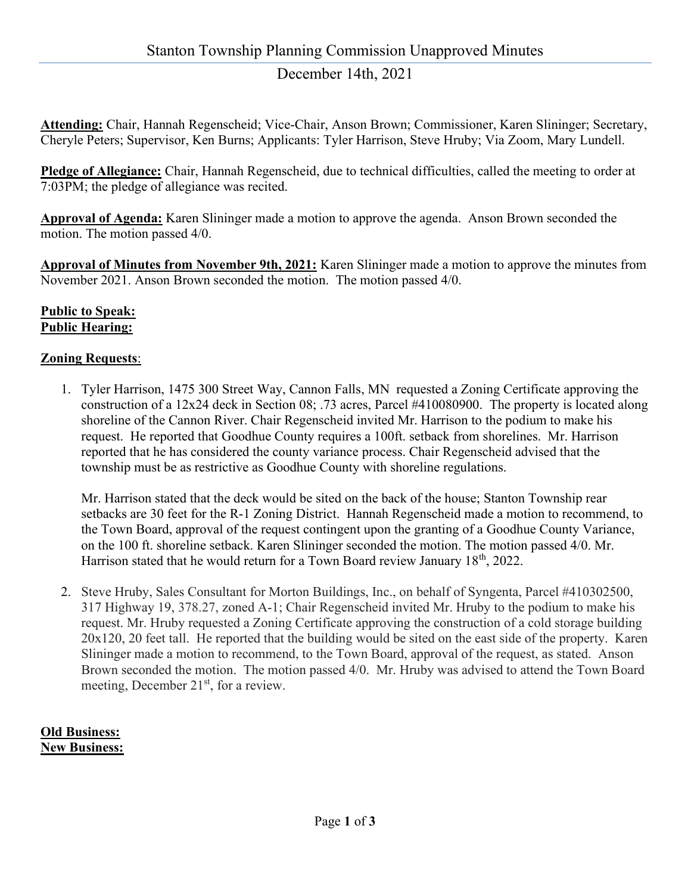# Stanton Township Planning Commission Unapproved Minutes

## December 14th, 2021

**Attending:** Chair, Hannah Regenscheid; Vice-Chair, Anson Brown; Commissioner, Karen Slininger; Secretary, Cheryle Peters; Supervisor, Ken Burns; Applicants: Tyler Harrison, Steve Hruby; Via Zoom, Mary Lundell.

**Pledge of Allegiance:** Chair, Hannah Regenscheid, due to technical difficulties, called the meeting to order at 7:03PM; the pledge of allegiance was recited.

**Approval of Agenda:** Karen Slininger made a motion to approve the agenda. Anson Brown seconded the motion. The motion passed 4/0.

**Approval of Minutes from November 9th, 2021:** Karen Slininger made a motion to approve the minutes from November 2021. Anson Brown seconded the motion. The motion passed 4/0.

**Public to Speak:**

**Public Hearing:**

**Zoning Requests**:

1. Tyler Harrison, 1475 300 Street Way, Cannon Falls, MN requested a Zoning Certificate approving the construction of a 12x24 deck in Section 08; .73 acres, Parcel #410080900. The property is located along shoreline of the Cannon River. Chair Regenscheid invited Mr. Harrison to the podium to make his request. He reported that Goodhue County requires a 100ft. setback from shorelines. Mr. Harrison reported that he has considered the county variance process. Chair Regenscheid advised that the township must be as restrictive as Goodhue County with shoreline regulations.

   Mr. Harrison stated that the deck would be sited on the back of the house; Stanton Township rear setbacks are 30 feet for the R-1 Zoning District. Hannah Regenscheid made a motion to recommend, to the Town Board, approval of the request contingent upon the granting of a Goodhue County Variance, on the 100 ft. shoreline setback. Karen Slininger seconded the motion. The motion passed 4/0. Mr. Harrison stated that he would return for a Town Board review January 18th, 2022.

2. Steve Hruby, Sales Consultant for Morton Buildings, Inc., on behalf of Syngenta, Parcel #410302500, 317 Highway 19, 378.27, zoned A-1; Chair Regenscheid invited Mr. Hruby to the podium to make his request. Mr. Hruby requested a Zoning Certificate approving the construction of a cold storage building 20x120, 20 feet tall. He reported that the building would be sited on the east side of the property. Karen Slininger made a motion to recommend, to the Town Board, approval of the request, as stated. Anson Brown seconded the motion. The motion passed 4/0. Mr. Hruby was advised to attend the Town Board meeting, December 21st, for a review.

**Old Business:**

**New Business:**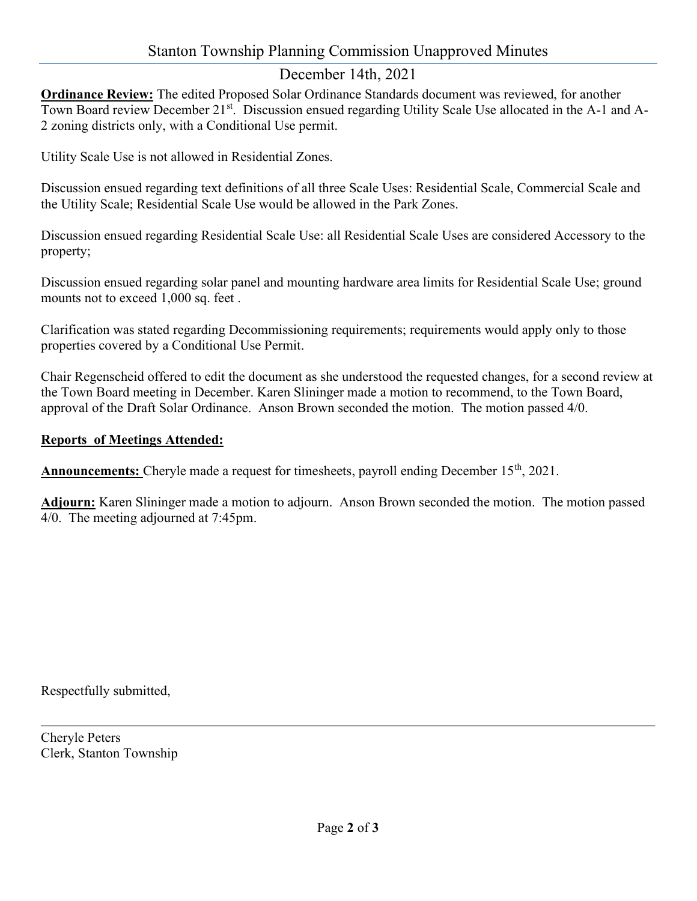December 14th, 2021

**Ordinance Review:** The edited Proposed Solar Ordinance Standards document was reviewed, for another Town Board review December 21st. Discussion ensued regarding Utility Scale Use allocated in the A-1 and A-2 zoning districts only, with a Conditional Use permit.

Utility Scale Use is not allowed in Residential Zones.

Discussion ensued regarding text definitions of all three Scale Uses: Residential Scale, Commercial Scale and the Utility Scale; Residential Scale Use would be allowed in the Park Zones.

Discussion ensued regarding Residential Scale Use: all Residential Scale Uses are considered Accessory to the property;

Discussion ensued regarding solar panel and mounting hardware area limits for Residential Scale Use; ground mounts not to exceed 1,000 sq. feet .

Clarification was stated regarding Decommissioning requirements; requirements would apply only to those properties covered by a Conditional Use Permit.

Chair Regenscheid offered to edit the document as she understood the requested changes, for a second review at the Town Board meeting in December. Karen Slininger made a motion to recommend, to the Town Board, approval of the Draft Solar Ordinance. Anson Brown seconded the motion. The motion passed 4/0.

**Reports of Meetings Attended:**

**Announcements:** Cheryle made a request for timesheets, payroll ending December 15th, 2021.

**Adjourn:** Karen Slininger made a motion to adjourn. Anson Brown seconded the motion. The motion passed 4/0. The meeting adjourned at 7:45pm.

Respectfully submitted,

---

Cheryle Peters
Clerk, Stanton Township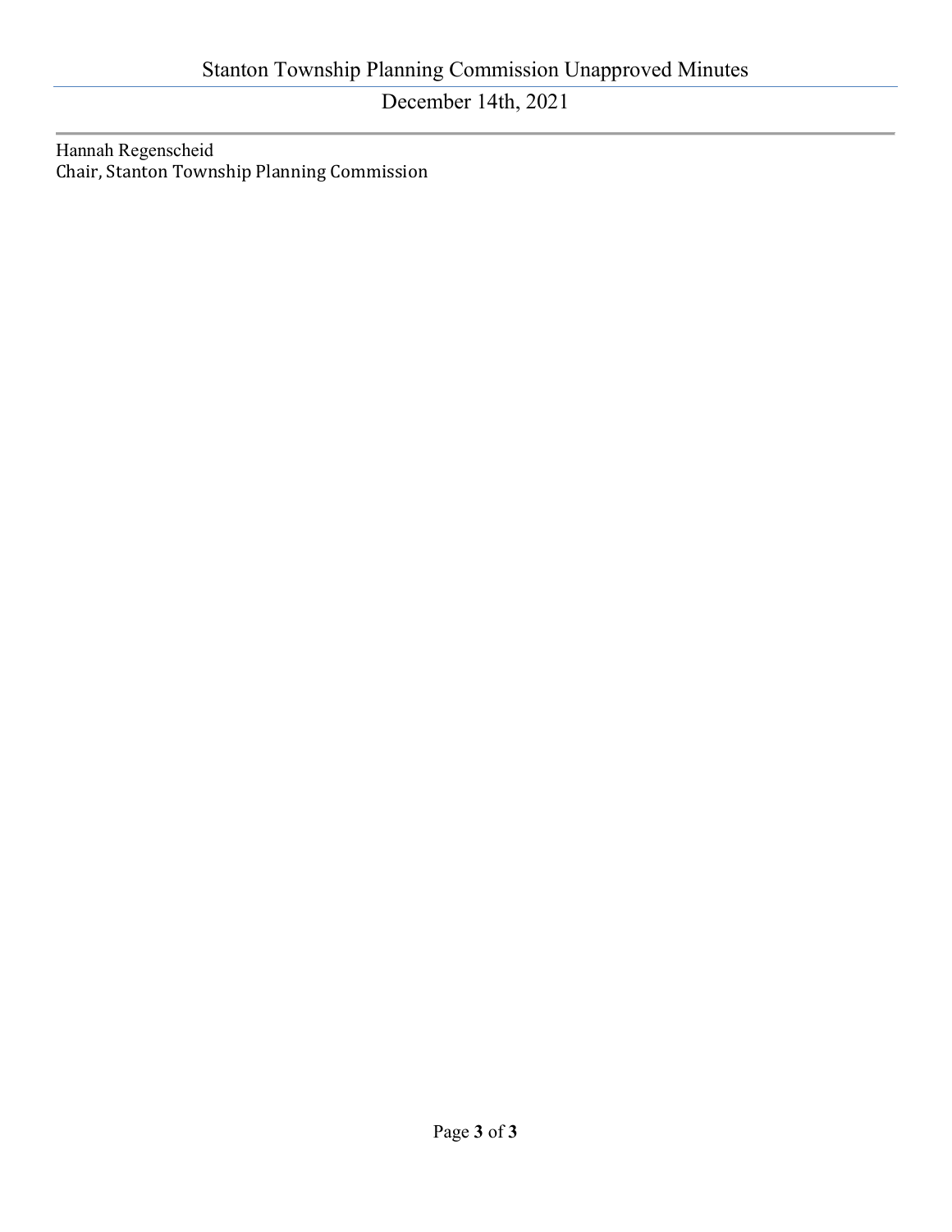Hannah Regenscheid
Chair, Stanton Township Planning Commission